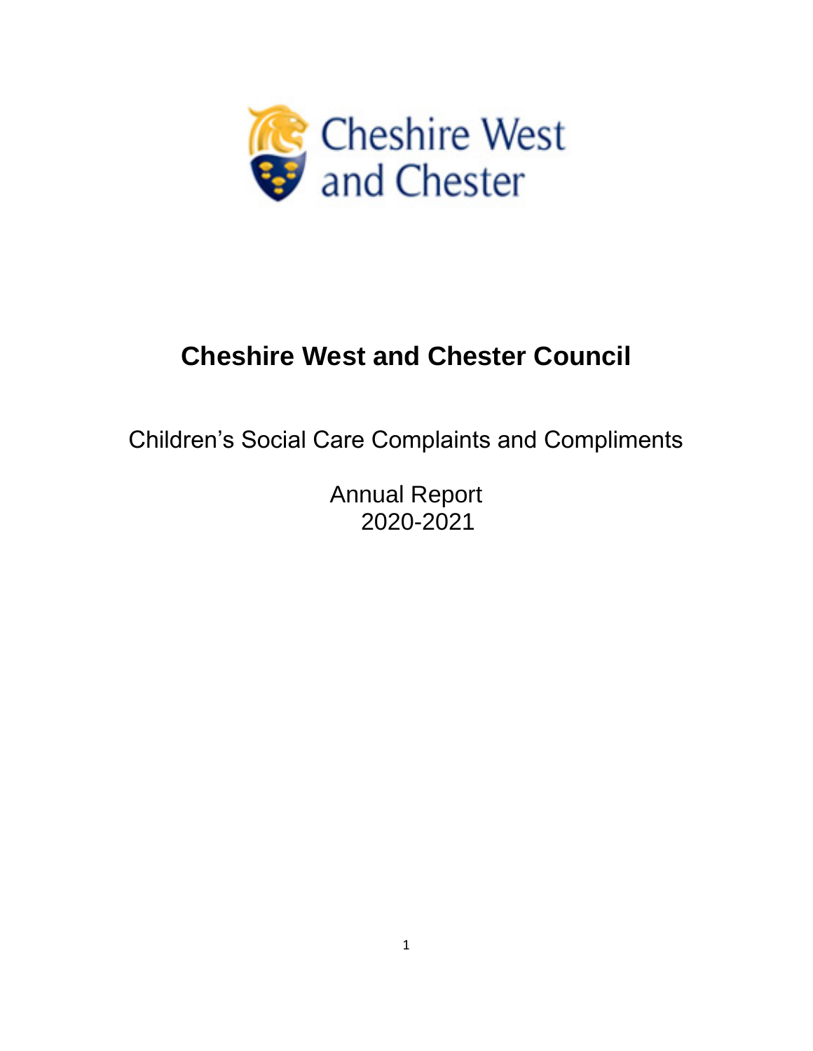# Cheshire West and Chester Council

Children's Social Care Complaints and Compliments

Annual Report
2020-2021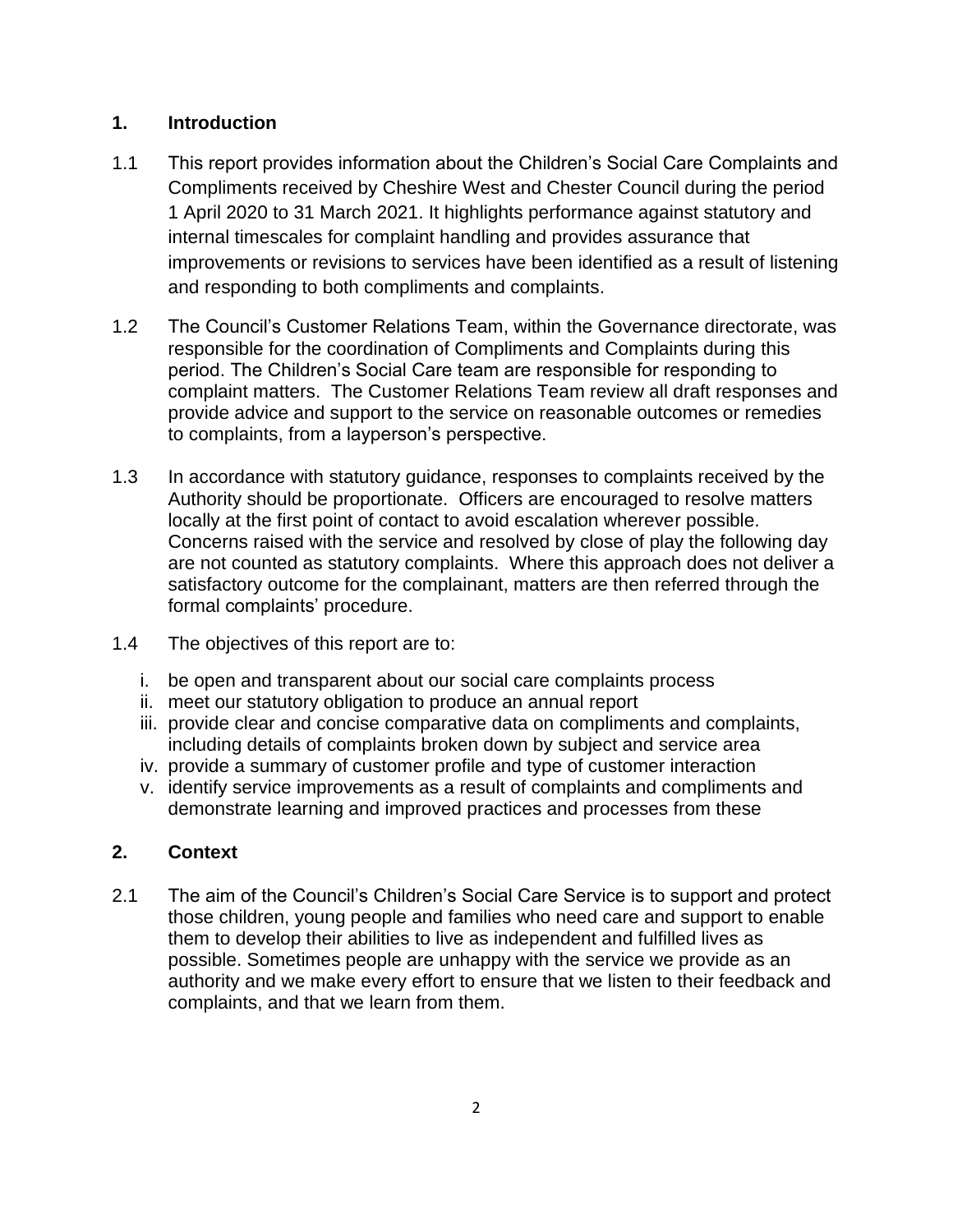## 1. Introduction

1.1 This report provides information about the Children's Social Care Complaints and Compliments received by Cheshire West and Chester Council during the period 1 April 2020 to 31 March 2021. It highlights performance against statutory and internal timescales for complaint handling and provides assurance that improvements or revisions to services have been identified as a result of listening and responding to both compliments and complaints.

1.2 The Council's Customer Relations Team, within the Governance directorate, was responsible for the coordination of Compliments and Complaints during this period. The Children's Social Care team are responsible for responding to complaint matters. The Customer Relations Team review all draft responses and provide advice and support to the service on reasonable outcomes or remedies to complaints, from a layperson's perspective.

1.3 In accordance with statutory guidance, responses to complaints received by the Authority should be proportionate. Officers are encouraged to resolve matters locally at the first point of contact to avoid escalation wherever possible. Concerns raised with the service and resolved by close of play the following day are not counted as statutory complaints. Where this approach does not deliver a satisfactory outcome for the complainant, matters are then referred through the formal complaints' procedure.

1.4 The objectives of this report are to:

i. be open and transparent about our social care complaints process
ii. meet our statutory obligation to produce an annual report
iii. provide clear and concise comparative data on compliments and complaints, including details of complaints broken down by subject and service area
iv. provide a summary of customer profile and type of customer interaction
v. identify service improvements as a result of complaints and compliments and demonstrate learning and improved practices and processes from these

## 2. Context

2.1 The aim of the Council's Children's Social Care Service is to support and protect those children, young people and families who need care and support to enable them to develop their abilities to live as independent and fulfilled lives as possible. Sometimes people are unhappy with the service we provide as an authority and we make every effort to ensure that we listen to their feedback and complaints, and that we learn from them.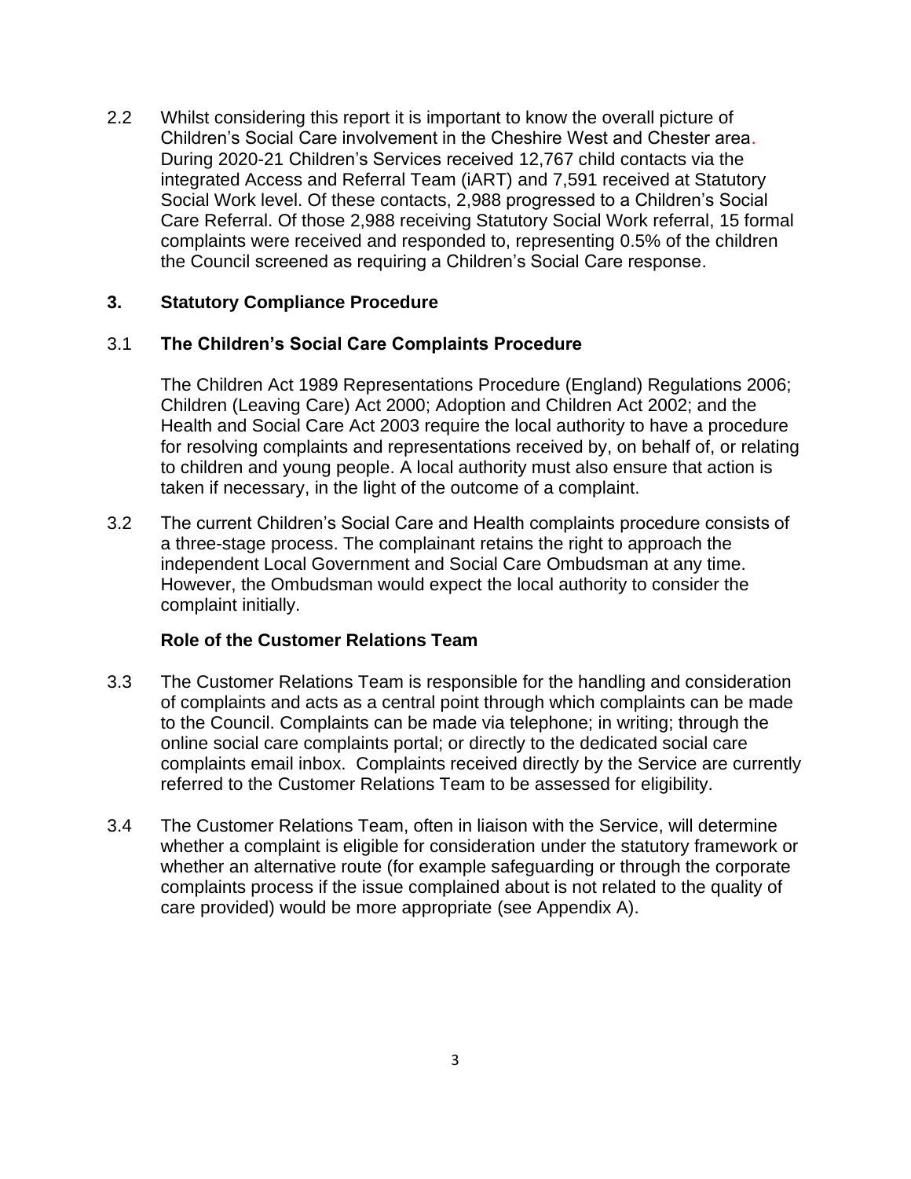2.2 Whilst considering this report it is important to know the overall picture of Children's Social Care involvement in the Cheshire West and Chester area. During 2020-21 Children's Services received 12,767 child contacts via the integrated Access and Referral Team (iART) and 7,591 received at Statutory Social Work level. Of these contacts, 2,988 progressed to a Children's Social Care Referral. Of those 2,988 receiving Statutory Social Work referral, 15 formal complaints were received and responded to, representing 0.5% of the children the Council screened as requiring a Children's Social Care response.

## 3. Statutory Compliance Procedure

### 3.1 The Children's Social Care Complaints Procedure

The Children Act 1989 Representations Procedure (England) Regulations 2006; Children (Leaving Care) Act 2000; Adoption and Children Act 2002; and the Health and Social Care Act 2003 require the local authority to have a procedure for resolving complaints and representations received by, on behalf of, or relating to children and young people. A local authority must also ensure that action is taken if necessary, in the light of the outcome of a complaint.

3.2 The current Children's Social Care and Health complaints procedure consists of a three-stage process. The complainant retains the right to approach the independent Local Government and Social Care Ombudsman at any time. However, the Ombudsman would expect the local authority to consider the complaint initially.

**Role of the Customer Relations Team**

3.3 The Customer Relations Team is responsible for the handling and consideration of complaints and acts as a central point through which complaints can be made to the Council. Complaints can be made via telephone; in writing; through the online social care complaints portal; or directly to the dedicated social care complaints email inbox. Complaints received directly by the Service are currently referred to the Customer Relations Team to be assessed for eligibility.

3.4 The Customer Relations Team, often in liaison with the Service, will determine whether a complaint is eligible for consideration under the statutory framework or whether an alternative route (for example safeguarding or through the corporate complaints process if the issue complained about is not related to the quality of care provided) would be more appropriate (see Appendix A).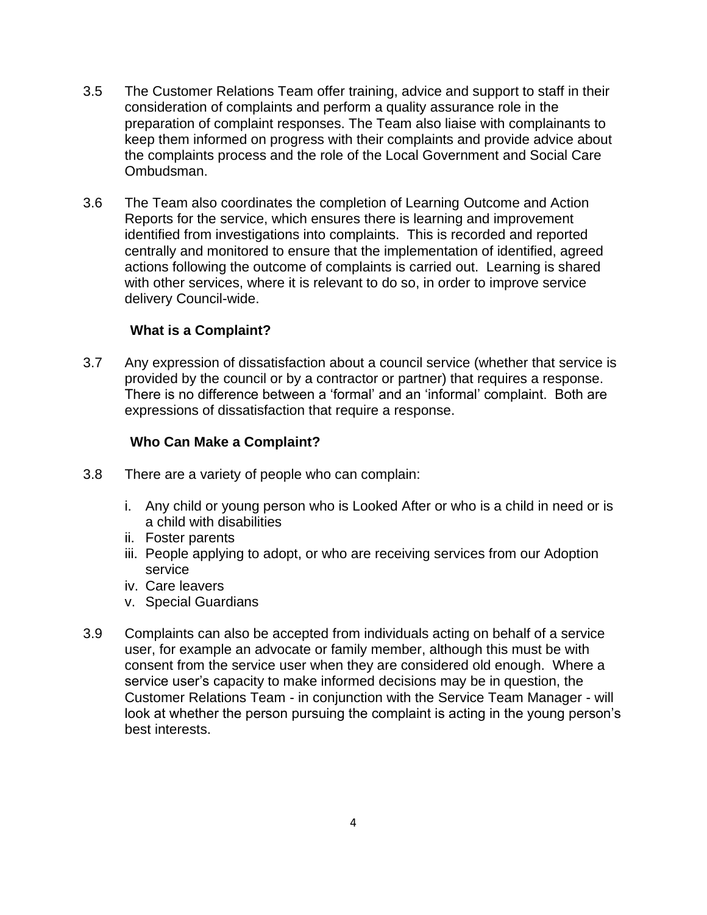3.5 The Customer Relations Team offer training, advice and support to staff in their consideration of complaints and perform a quality assurance role in the preparation of complaint responses. The Team also liaise with complainants to keep them informed on progress with their complaints and provide advice about the complaints process and the role of the Local Government and Social Care Ombudsman.

3.6 The Team also coordinates the completion of Learning Outcome and Action Reports for the service, which ensures there is learning and improvement identified from investigations into complaints. This is recorded and reported centrally and monitored to ensure that the implementation of identified, agreed actions following the outcome of complaints is carried out. Learning is shared with other services, where it is relevant to do so, in order to improve service delivery Council-wide.

### What is a Complaint?

3.7 Any expression of dissatisfaction about a council service (whether that service is provided by the council or by a contractor or partner) that requires a response. There is no difference between a 'formal' and an 'informal' complaint. Both are expressions of dissatisfaction that require a response.

### Who Can Make a Complaint?

3.8 There are a variety of people who can complain:

i. Any child or young person who is Looked After or who is a child in need or is a child with disabilities
ii. Foster parents
iii. People applying to adopt, or who are receiving services from our Adoption service
iv. Care leavers
v. Special Guardians

3.9 Complaints can also be accepted from individuals acting on behalf of a service user, for example an advocate or family member, although this must be with consent from the service user when they are considered old enough. Where a service user's capacity to make informed decisions may be in question, the Customer Relations Team - in conjunction with the Service Team Manager - will look at whether the person pursuing the complaint is acting in the young person's best interests.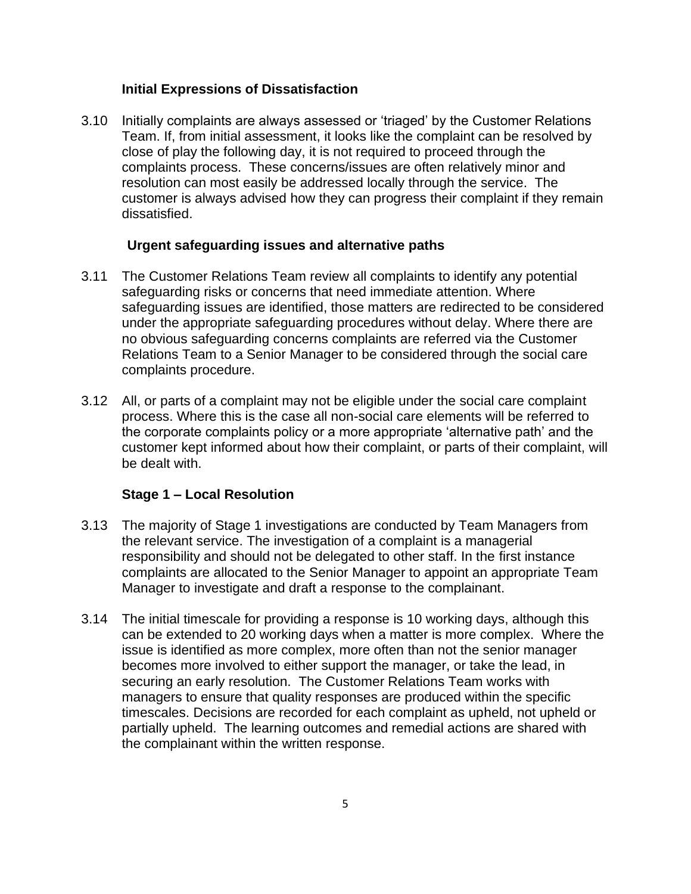### Initial Expressions of Dissatisfaction

3.10 Initially complaints are always assessed or 'triaged' by the Customer Relations Team. If, from initial assessment, it looks like the complaint can be resolved by close of play the following day, it is not required to proceed through the complaints process. These concerns/issues are often relatively minor and resolution can most easily be addressed locally through the service. The customer is always advised how they can progress their complaint if they remain dissatisfied.

### Urgent safeguarding issues and alternative paths

3.11 The Customer Relations Team review all complaints to identify any potential safeguarding risks or concerns that need immediate attention. Where safeguarding issues are identified, those matters are redirected to be considered under the appropriate safeguarding procedures without delay. Where there are no obvious safeguarding concerns complaints are referred via the Customer Relations Team to a Senior Manager to be considered through the social care complaints procedure.

3.12 All, or parts of a complaint may not be eligible under the social care complaint process. Where this is the case all non-social care elements will be referred to the corporate complaints policy or a more appropriate 'alternative path' and the customer kept informed about how their complaint, or parts of their complaint, will be dealt with.

### Stage 1 – Local Resolution

3.13 The majority of Stage 1 investigations are conducted by Team Managers from the relevant service. The investigation of a complaint is a managerial responsibility and should not be delegated to other staff. In the first instance complaints are allocated to the Senior Manager to appoint an appropriate Team Manager to investigate and draft a response to the complainant.

3.14 The initial timescale for providing a response is 10 working days, although this can be extended to 20 working days when a matter is more complex. Where the issue is identified as more complex, more often than not the senior manager becomes more involved to either support the manager, or take the lead, in securing an early resolution. The Customer Relations Team works with managers to ensure that quality responses are produced within the specific timescales. Decisions are recorded for each complaint as upheld, not upheld or partially upheld. The learning outcomes and remedial actions are shared with the complainant within the written response.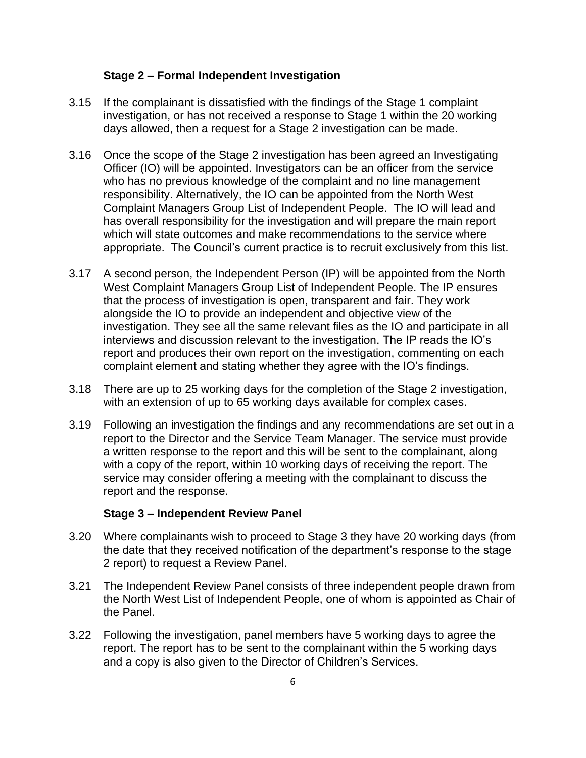### Stage 2 – Formal Independent Investigation

3.15 If the complainant is dissatisfied with the findings of the Stage 1 complaint investigation, or has not received a response to Stage 1 within the 20 working days allowed, then a request for a Stage 2 investigation can be made.

3.16 Once the scope of the Stage 2 investigation has been agreed an Investigating Officer (IO) will be appointed. Investigators can be an officer from the service who has no previous knowledge of the complaint and no line management responsibility. Alternatively, the IO can be appointed from the North West Complaint Managers Group List of Independent People. The IO will lead and has overall responsibility for the investigation and will prepare the main report which will state outcomes and make recommendations to the service where appropriate. The Council's current practice is to recruit exclusively from this list.

3.17 A second person, the Independent Person (IP) will be appointed from the North West Complaint Managers Group List of Independent People. The IP ensures that the process of investigation is open, transparent and fair. They work alongside the IO to provide an independent and objective view of the investigation. They see all the same relevant files as the IO and participate in all interviews and discussion relevant to the investigation. The IP reads the IO's report and produces their own report on the investigation, commenting on each complaint element and stating whether they agree with the IO's findings.

3.18 There are up to 25 working days for the completion of the Stage 2 investigation, with an extension of up to 65 working days available for complex cases.

3.19 Following an investigation the findings and any recommendations are set out in a report to the Director and the Service Team Manager. The service must provide a written response to the report and this will be sent to the complainant, along with a copy of the report, within 10 working days of receiving the report. The service may consider offering a meeting with the complainant to discuss the report and the response.

### Stage 3 – Independent Review Panel

3.20 Where complainants wish to proceed to Stage 3 they have 20 working days (from the date that they received notification of the department's response to the stage 2 report) to request a Review Panel.

3.21 The Independent Review Panel consists of three independent people drawn from the North West List of Independent People, one of whom is appointed as Chair of the Panel.

3.22 Following the investigation, panel members have 5 working days to agree the report. The report has to be sent to the complainant within the 5 working days and a copy is also given to the Director of Children's Services.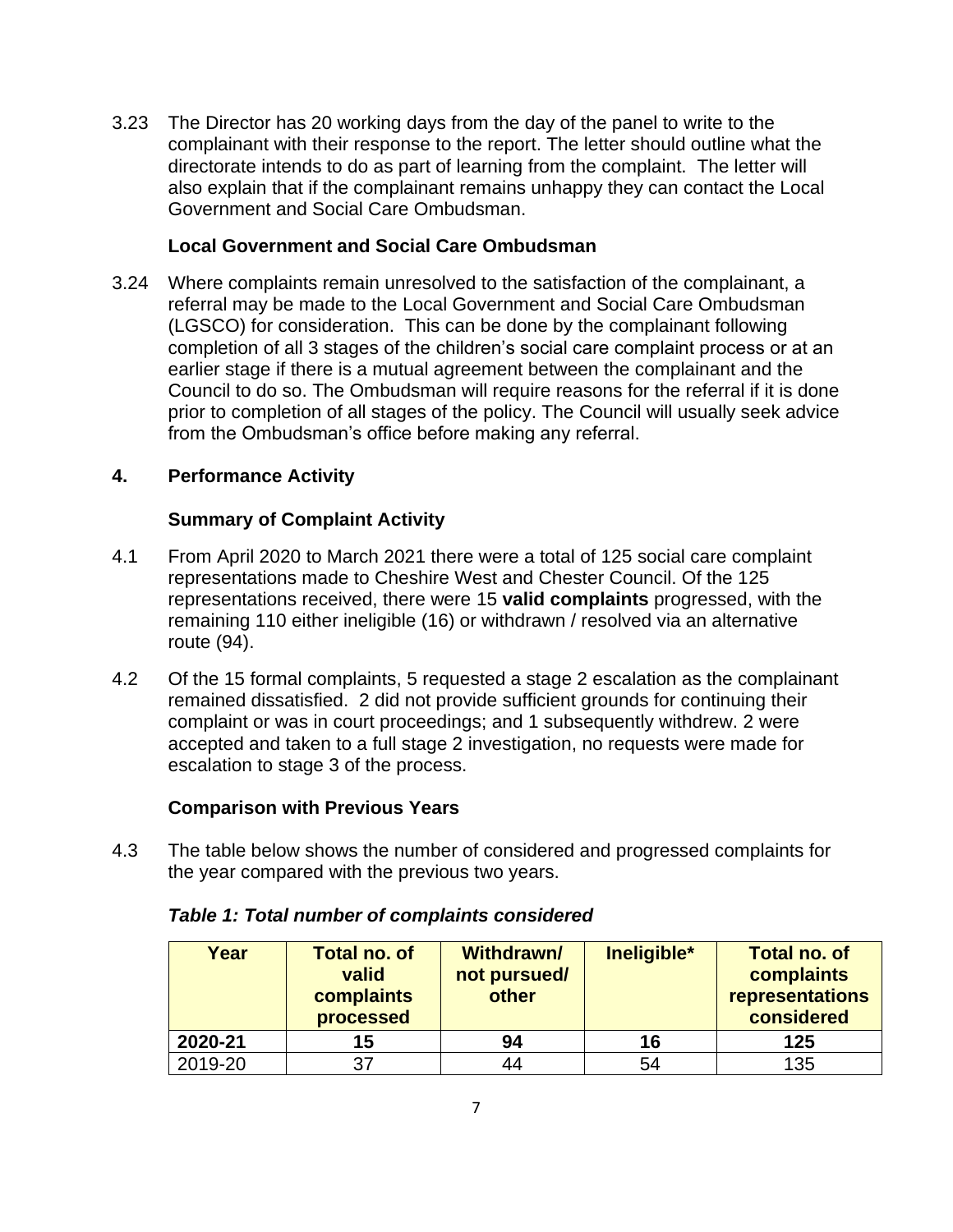3.23 The Director has 20 working days from the day of the panel to write to the complainant with their response to the report. The letter should outline what the directorate intends to do as part of learning from the complaint. The letter will also explain that if the complainant remains unhappy they can contact the Local Government and Social Care Ombudsman.

### Local Government and Social Care Ombudsman

3.24 Where complaints remain unresolved to the satisfaction of the complainant, a referral may be made to the Local Government and Social Care Ombudsman (LGSCO) for consideration. This can be done by the complainant following completion of all 3 stages of the children's social care complaint process or at an earlier stage if there is a mutual agreement between the complainant and the Council to do so. The Ombudsman will require reasons for the referral if it is done prior to completion of all stages of the policy. The Council will usually seek advice from the Ombudsman's office before making any referral.

## 4. Performance Activity

### Summary of Complaint Activity

4.1 From April 2020 to March 2021 there were a total of 125 social care complaint representations made to Cheshire West and Chester Council. Of the 125 representations received, there were 15 **valid complaints** progressed, with the remaining 110 either ineligible (16) or withdrawn / resolved via an alternative route (94).

4.2 Of the 15 formal complaints, 5 requested a stage 2 escalation as the complainant remained dissatisfied. 2 did not provide sufficient grounds for continuing their complaint or was in court proceedings; and 1 subsequently withdrew. 2 were accepted and taken to a full stage 2 investigation, no requests were made for escalation to stage 3 of the process.

### Comparison with Previous Years

4.3 The table below shows the number of considered and progressed complaints for the year compared with the previous two years.

***Table 1: Total number of complaints considered***

| Year | Total no. of valid complaints processed | Withdrawn/ not pursued/ other | Ineligible* | Total no. of complaints representations considered |
|---|---|---|---|---|
| **2020-21** | **15** | **94** | **16** | **125** |
| 2019-20 | 37 | 44 | 54 | 135 |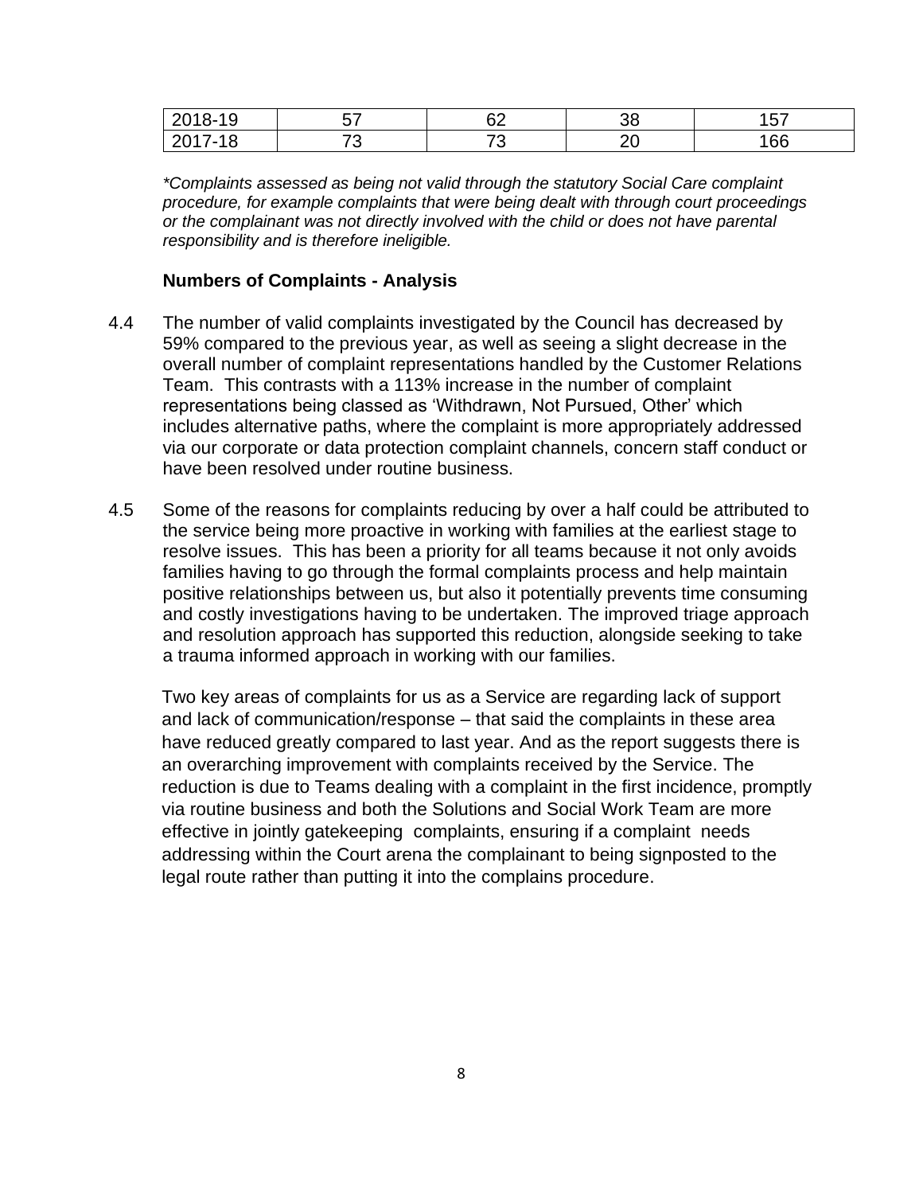| 2018-19 | 57 | 62 | 38 | 157 |
|---|---|---|---|---|
| 2017-18 | 73 | 73 | 20 | 166 |

*\*Complaints assessed as being not valid through the statutory Social Care complaint procedure, for example complaints that were being dealt with through court proceedings or the complainant was not directly involved with the child or does not have parental responsibility and is therefore ineligible.*

**Numbers of Complaints - Analysis**

4.4 The number of valid complaints investigated by the Council has decreased by 59% compared to the previous year, as well as seeing a slight decrease in the overall number of complaint representations handled by the Customer Relations Team. This contrasts with a 113% increase in the number of complaint representations being classed as 'Withdrawn, Not Pursued, Other' which includes alternative paths, where the complaint is more appropriately addressed via our corporate or data protection complaint channels, concern staff conduct or have been resolved under routine business.

4.5 Some of the reasons for complaints reducing by over a half could be attributed to the service being more proactive in working with families at the earliest stage to resolve issues. This has been a priority for all teams because it not only avoids families having to go through the formal complaints process and help maintain positive relationships between us, but also it potentially prevents time consuming and costly investigations having to be undertaken. The improved triage approach and resolution approach has supported this reduction, alongside seeking to take a trauma informed approach in working with our families.

Two key areas of complaints for us as a Service are regarding lack of support and lack of communication/response – that said the complaints in these area have reduced greatly compared to last year. And as the report suggests there is an overarching improvement with complaints received by the Service. The reduction is due to Teams dealing with a complaint in the first incidence, promptly via routine business and both the Solutions and Social Work Team are more effective in jointly gatekeeping complaints, ensuring if a complaint needs addressing within the Court arena the complainant to being signposted to the legal route rather than putting it into the complains procedure.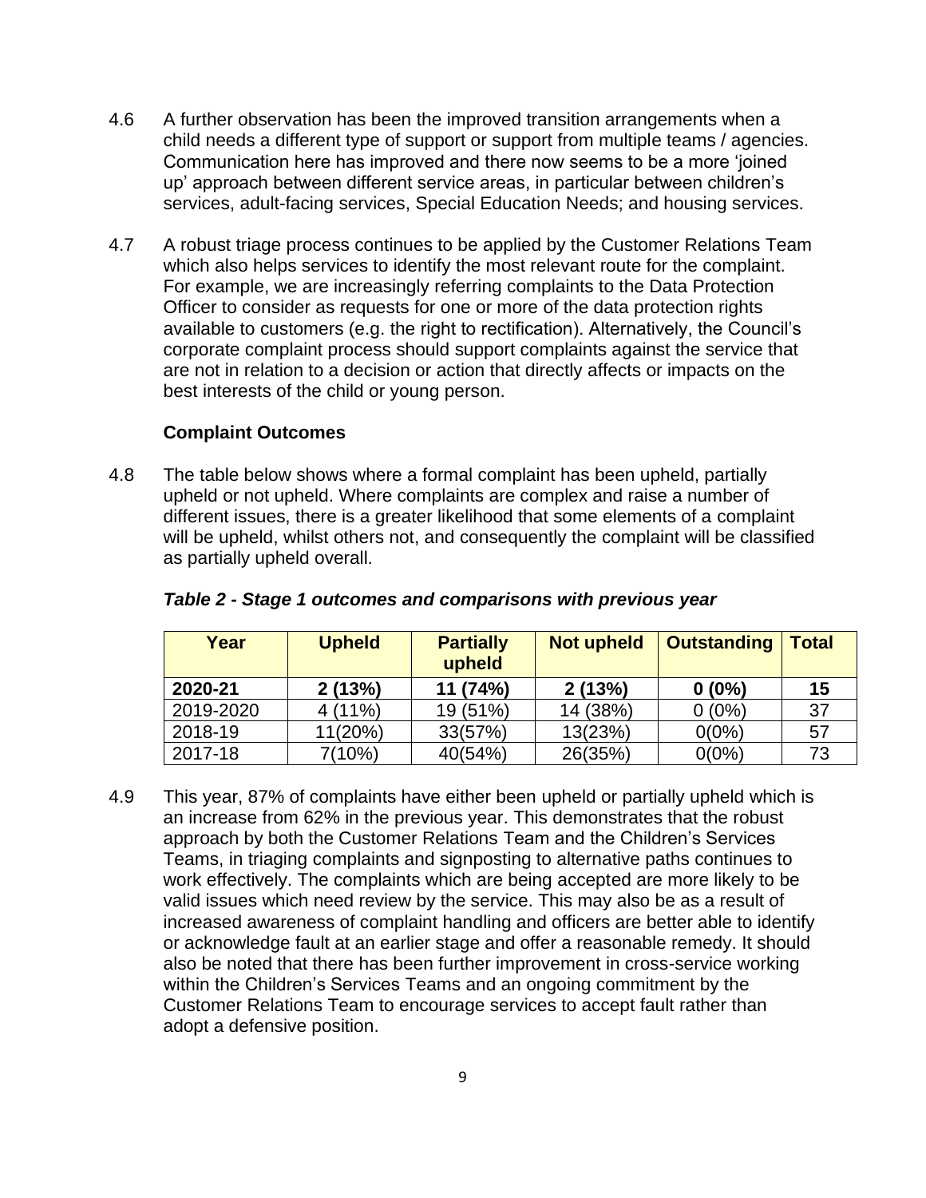4.6 A further observation has been the improved transition arrangements when a child needs a different type of support or support from multiple teams / agencies. Communication here has improved and there now seems to be a more 'joined up' approach between different service areas, in particular between children's services, adult-facing services, Special Education Needs; and housing services.

4.7 A robust triage process continues to be applied by the Customer Relations Team which also helps services to identify the most relevant route for the complaint. For example, we are increasingly referring complaints to the Data Protection Officer to consider as requests for one or more of the data protection rights available to customers (e.g. the right to rectification). Alternatively, the Council's corporate complaint process should support complaints against the service that are not in relation to a decision or action that directly affects or impacts on the best interests of the child or young person.

**Complaint Outcomes**

4.8 The table below shows where a formal complaint has been upheld, partially upheld or not upheld. Where complaints are complex and raise a number of different issues, there is a greater likelihood that some elements of a complaint will be upheld, whilst others not, and consequently the complaint will be classified as partially upheld overall.

***Table 2 - Stage 1 outcomes and comparisons with previous year***

| Year | Upheld | Partially upheld | Not upheld | Outstanding | Total |
|---|---|---|---|---|---|
| **2020-21** | **2 (13%)** | **11 (74%)** | **2 (13%)** | **0 (0%)** | **15** |
| 2019-2020 | 4 (11%) | 19 (51%) | 14 (38%) | 0 (0%) | 37 |
| 2018-19 | 11(20%) | 33(57%) | 13(23%) | 0(0%) | 57 |
| 2017-18 | 7(10%) | 40(54%) | 26(35%) | 0(0%) | 73 |

4.9 This year, 87% of complaints have either been upheld or partially upheld which is an increase from 62% in the previous year. This demonstrates that the robust approach by both the Customer Relations Team and the Children's Services Teams, in triaging complaints and signposting to alternative paths continues to work effectively. The complaints which are being accepted are more likely to be valid issues which need review by the service. This may also be as a result of increased awareness of complaint handling and officers are better able to identify or acknowledge fault at an earlier stage and offer a reasonable remedy. It should also be noted that there has been further improvement in cross-service working within the Children's Services Teams and an ongoing commitment by the Customer Relations Team to encourage services to accept fault rather than adopt a defensive position.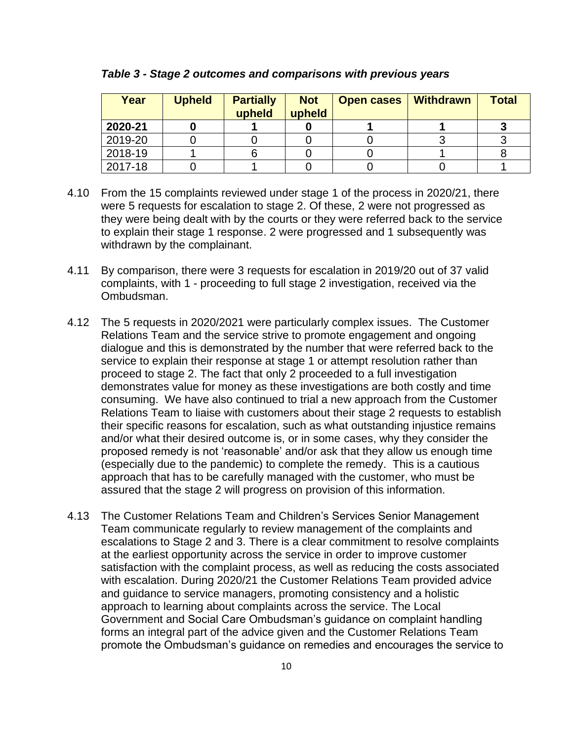***Table 3 - Stage 2 outcomes and comparisons with previous years***

| Year | Upheld | Partially upheld | Not upheld | Open cases | Withdrawn | Total |
|---|---|---|---|---|---|---|
| **2020-21** | **0** | **1** | **0** | **1** | **1** | **3** |
| 2019-20 | 0 | 0 | 0 | 0 | 3 | 3 |
| 2018-19 | 1 | 6 | 0 | 0 | 1 | 8 |
| 2017-18 | 0 | 1 | 0 | 0 | 0 | 1 |

4.10 From the 15 complaints reviewed under stage 1 of the process in 2020/21, there were 5 requests for escalation to stage 2. Of these, 2 were not progressed as they were being dealt with by the courts or they were referred back to the service to explain their stage 1 response. 2 were progressed and 1 subsequently was withdrawn by the complainant.

4.11 By comparison, there were 3 requests for escalation in 2019/20 out of 37 valid complaints, with 1 - proceeding to full stage 2 investigation, received via the Ombudsman.

4.12 The 5 requests in 2020/2021 were particularly complex issues. The Customer Relations Team and the service strive to promote engagement and ongoing dialogue and this is demonstrated by the number that were referred back to the service to explain their response at stage 1 or attempt resolution rather than proceed to stage 2. The fact that only 2 proceeded to a full investigation demonstrates value for money as these investigations are both costly and time consuming. We have also continued to trial a new approach from the Customer Relations Team to liaise with customers about their stage 2 requests to establish their specific reasons for escalation, such as what outstanding injustice remains and/or what their desired outcome is, or in some cases, why they consider the proposed remedy is not 'reasonable' and/or ask that they allow us enough time (especially due to the pandemic) to complete the remedy. This is a cautious approach that has to be carefully managed with the customer, who must be assured that the stage 2 will progress on provision of this information.

4.13 The Customer Relations Team and Children's Services Senior Management Team communicate regularly to review management of the complaints and escalations to Stage 2 and 3. There is a clear commitment to resolve complaints at the earliest opportunity across the service in order to improve customer satisfaction with the complaint process, as well as reducing the costs associated with escalation. During 2020/21 the Customer Relations Team provided advice and guidance to service managers, promoting consistency and a holistic approach to learning about complaints across the service. The Local Government and Social Care Ombudsman's guidance on complaint handling forms an integral part of the advice given and the Customer Relations Team promote the Ombudsman's guidance on remedies and encourages the service to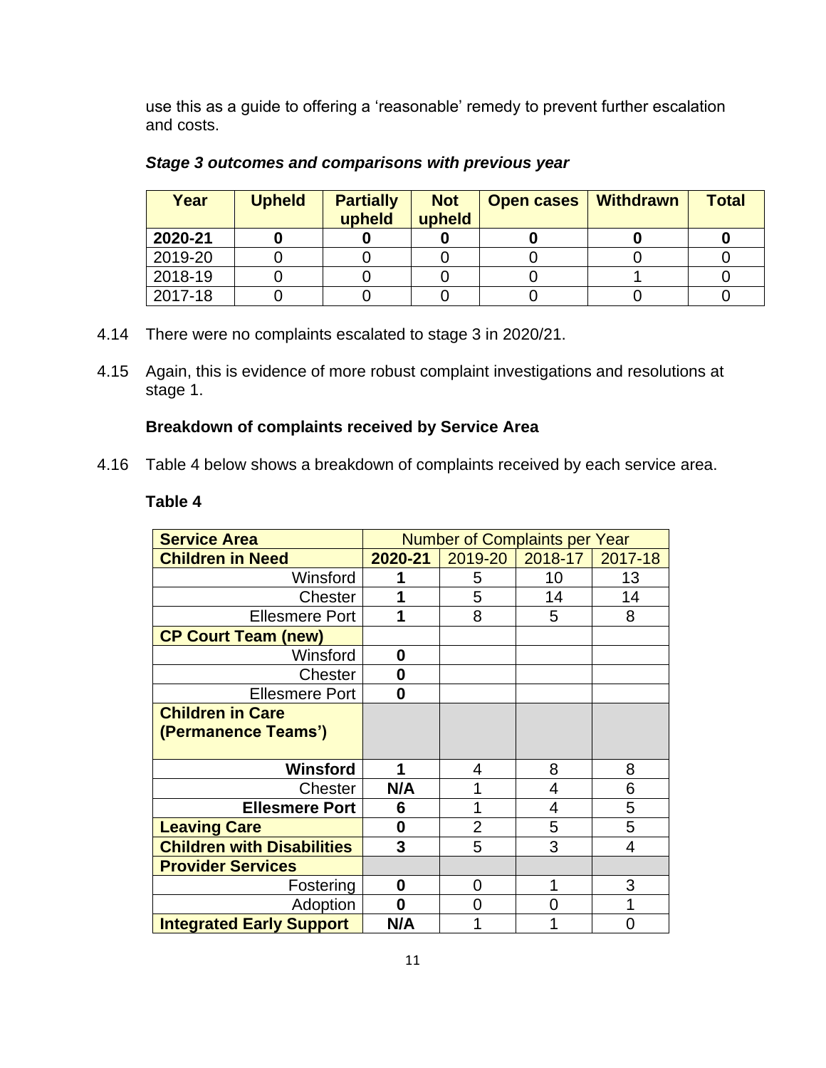use this as a guide to offering a 'reasonable' remedy to prevent further escalation and costs.

***Stage 3 outcomes and comparisons with previous year***

| Year | Upheld | Partially upheld | Not upheld | Open cases | Withdrawn | Total |
|---|---|---|---|---|---|---|
| **2020-21** | **0** | **0** | **0** | **0** | **0** | **0** |
| 2019-20 | 0 | 0 | 0 | 0 | 0 | 0 |
| 2018-19 | 0 | 0 | 0 | 0 | 1 | 0 |
| 2017-18 | 0 | 0 | 0 | 0 | 0 | 0 |

4.14 There were no complaints escalated to stage 3 in 2020/21.

4.15 Again, this is evidence of more robust complaint investigations and resolutions at stage 1.

**Breakdown of complaints received by Service Area**

4.16 Table 4 below shows a breakdown of complaints received by each service area.

**Table 4**

| **Service Area** | Number of Complaints per Year | | | |
|---|---|---|---|---|
| **Children in Need** | **2020-21** | 2019-20 | 2018-17 | 2017-18 |
| Winsford | **1** | 5 | 10 | 13 |
| Chester | **1** | 5 | 14 | 14 |
| Ellesmere Port | **1** | 8 | 5 | 8 |
| **CP Court Team (new)** | | | | |
| Winsford | **0** | | | |
| Chester | **0** | | | |
| Ellesmere Port | **0** | | | |
| **Children in Care (Permanence Teams')** | | | | |
| **Winsford** | **1** | 4 | 8 | 8 |
| Chester | **N/A** | 1 | 4 | 6 |
| **Ellesmere Port** | **6** | 1 | 4 | 5 |
| **Leaving Care** | **0** | 2 | 5 | 5 |
| **Children with Disabilities** | **3** | 5 | 3 | 4 |
| **Provider Services** | | | | |
| Fostering | **0** | 0 | 1 | 3 |
| Adoption | **0** | 0 | 0 | 1 |
| **Integrated Early Support** | **N/A** | 1 | 1 | 0 |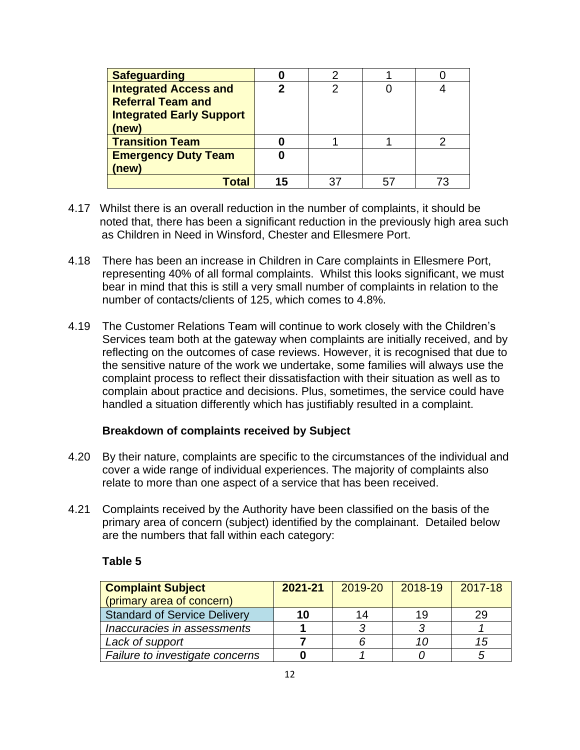| | | | | |
|---|---|---|---|---|
| **Safeguarding** | **0** | 2 | 1 | 0 |
| **Integrated Access and Referral Team and Integrated Early Support (new)** | **2** | 2 | 0 | 4 |
| **Transition Team** | **0** | 1 | 1 | 2 |
| **Emergency Duty Team (new)** | **0** | | | |
| **Total** | **15** | 37 | 57 | 73 |

4.17 Whilst there is an overall reduction in the number of complaints, it should be noted that, there has been a significant reduction in the previously high area such as Children in Need in Winsford, Chester and Ellesmere Port.

4.18 There has been an increase in Children in Care complaints in Ellesmere Port, representing 40% of all formal complaints. Whilst this looks significant, we must bear in mind that this is still a very small number of complaints in relation to the number of contacts/clients of 125, which comes to 4.8%.

4.19 The Customer Relations Team will continue to work closely with the Children's Services team both at the gateway when complaints are initially received, and by reflecting on the outcomes of case reviews. However, it is recognised that due to the sensitive nature of the work we undertake, some families will always use the complaint process to reflect their dissatisfaction with their situation as well as to complain about practice and decisions. Plus, sometimes, the service could have handled a situation differently which has justifiably resulted in a complaint.

**Breakdown of complaints received by Subject**

4.20 By their nature, complaints are specific to the circumstances of the individual and cover a wide range of individual experiences. The majority of complaints also relate to more than one aspect of a service that has been received.

4.21 Complaints received by the Authority have been classified on the basis of the primary area of concern (subject) identified by the complainant. Detailed below are the numbers that fall within each category:

**Table 5**

| **Complaint Subject** (primary area of concern) | **2021-21** | 2019-20 | 2018-19 | 2017-18 |
|---|---|---|---|---|
| Standard of Service Delivery | **10** | 14 | 19 | 29 |
| *Inaccuracies in assessments* | **1** | *3* | *3* | *1* |
| *Lack of support* | **7** | *6* | *10* | *15* |
| *Failure to investigate concerns* | **0** | *1* | *0* | *5* |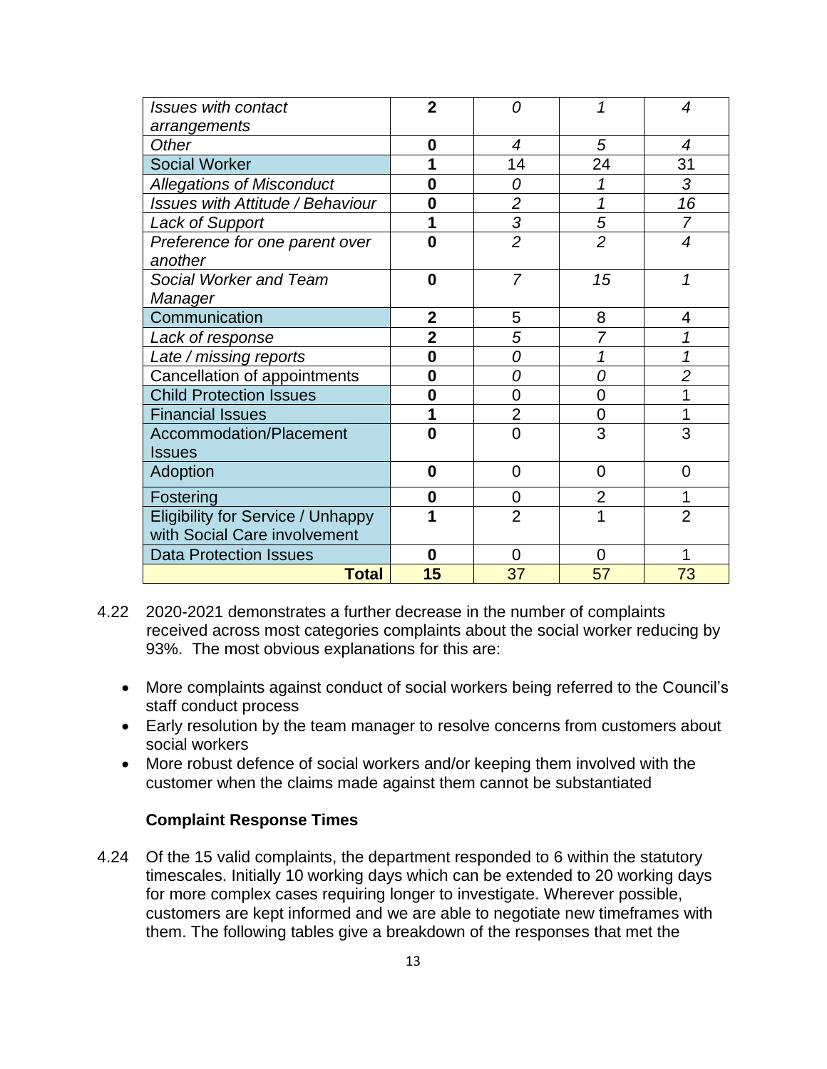| *Issues with contact arrangements* | **2** | *0* | *1* | *4* |
|---|---|---|---|---|
| *Other* | **0** | *4* | *5* | *4* |
| Social Worker | **1** | 14 | 24 | 31 |
| *Allegations of Misconduct* | **0** | *0* | *1* | *3* |
| *Issues with Attitude / Behaviour* | **0** | *2* | *1* | *16* |
| *Lack of Support* | **1** | *3* | *5* | *7* |
| *Preference for one parent over another* | **0** | *2* | *2* | *4* |
| *Social Worker and Team Manager* | **0** | *7* | *15* | *1* |
| Communication | **2** | 5 | 8 | 4 |
| *Lack of response* | **2** | *5* | *7* | *1* |
| *Late / missing reports* | **0** | *0* | *1* | *1* |
| Cancellation of appointments | **0** | *0* | *0* | *2* |
| Child Protection Issues | **0** | 0 | 0 | 1 |
| Financial Issues | **1** | 2 | 0 | 1 |
| Accommodation/Placement Issues | **0** | 0 | 3 | 3 |
| Adoption | **0** | 0 | 0 | 0 |
| Fostering | **0** | 0 | 2 | 1 |
| Eligibility for Service / Unhappy with Social Care involvement | **1** | 2 | 1 | 2 |
| Data Protection Issues | **0** | 0 | 0 | 1 |
| **Total** | **15** | 37 | 57 | 73 |

4.22 2020-2021 demonstrates a further decrease in the number of complaints received across most categories complaints about the social worker reducing by 93%. The most obvious explanations for this are:

- More complaints against conduct of social workers being referred to the Council's staff conduct process
- Early resolution by the team manager to resolve concerns from customers about social workers
- More robust defence of social workers and/or keeping them involved with the customer when the claims made against them cannot be substantiated

### Complaint Response Times

4.24 Of the 15 valid complaints, the department responded to 6 within the statutory timescales. Initially 10 working days which can be extended to 20 working days for more complex cases requiring longer to investigate. Wherever possible, customers are kept informed and we are able to negotiate new timeframes with them. The following tables give a breakdown of the responses that met the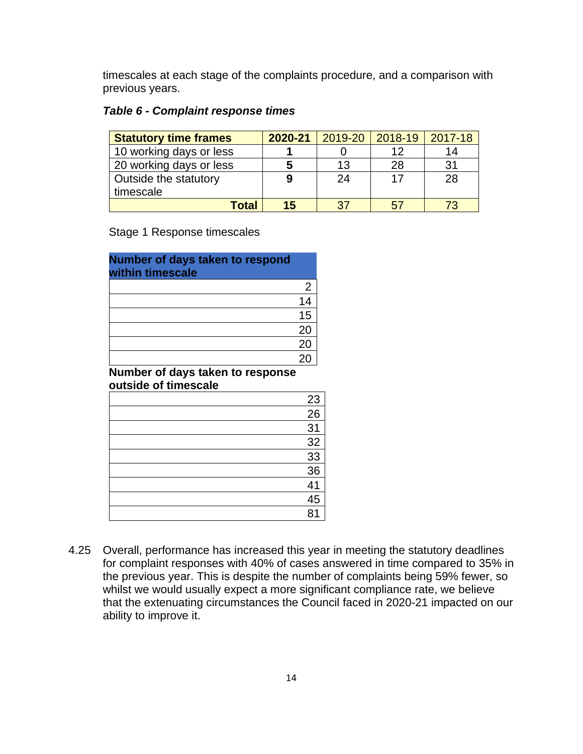timescales at each stage of the complaints procedure, and a comparison with previous years.

***Table 6 - Complaint response times***

| **Statutory time frames** | **2020-21** | 2019-20 | 2018-19 | 2017-18 |
|---|---|---|---|---|
| 10 working days or less | **1** | 0 | 12 | 14 |
| 20 working days or less | **5** | 13 | 28 | 31 |
| Outside the statutory timescale | **9** | 24 | 17 | 28 |
| **Total** | **15** | 37 | 57 | 73 |

Stage 1 Response timescales

| **Number of days taken to respond within timescale** |
|---|
| 2 |
| 14 |
| 15 |
| 20 |
| 20 |
| 20 |

| **Number of days taken to response outside of timescale** |
|---|
| 23 |
| 26 |
| 31 |
| 32 |
| 33 |
| 36 |
| 41 |
| 45 |
| 81 |

4.25 Overall, performance has increased this year in meeting the statutory deadlines for complaint responses with 40% of cases answered in time compared to 35% in the previous year. This is despite the number of complaints being 59% fewer, so whilst we would usually expect a more significant compliance rate, we believe that the extenuating circumstances the Council faced in 2020-21 impacted on our ability to improve it.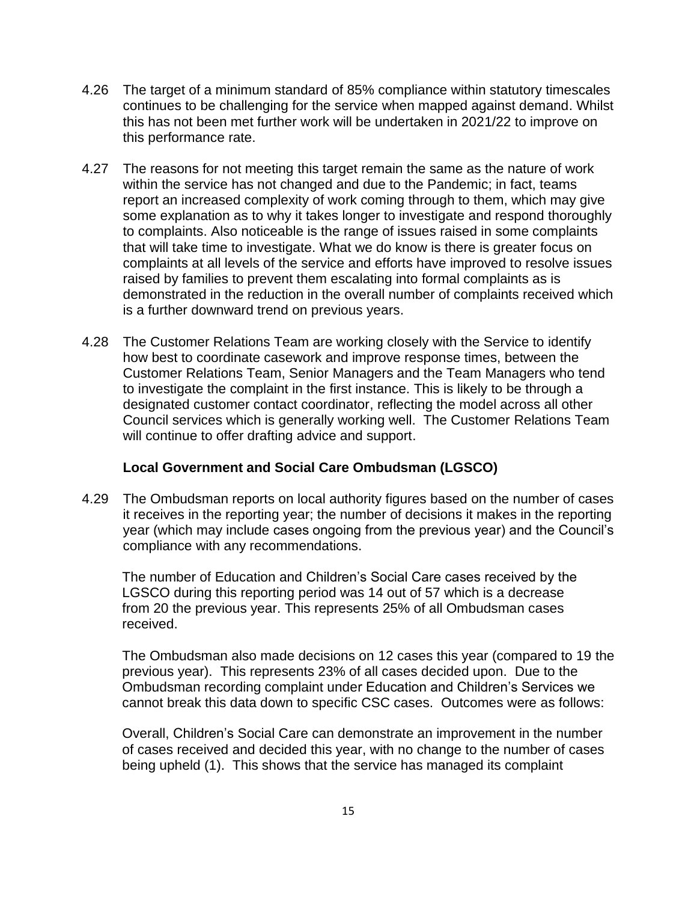4.26 The target of a minimum standard of 85% compliance within statutory timescales continues to be challenging for the service when mapped against demand. Whilst this has not been met further work will be undertaken in 2021/22 to improve on this performance rate.

4.27 The reasons for not meeting this target remain the same as the nature of work within the service has not changed and due to the Pandemic; in fact, teams report an increased complexity of work coming through to them, which may give some explanation as to why it takes longer to investigate and respond thoroughly to complaints. Also noticeable is the range of issues raised in some complaints that will take time to investigate. What we do know is there is greater focus on complaints at all levels of the service and efforts have improved to resolve issues raised by families to prevent them escalating into formal complaints as is demonstrated in the reduction in the overall number of complaints received which is a further downward trend on previous years.

4.28 The Customer Relations Team are working closely with the Service to identify how best to coordinate casework and improve response times, between the Customer Relations Team, Senior Managers and the Team Managers who tend to investigate the complaint in the first instance. This is likely to be through a designated customer contact coordinator, reflecting the model across all other Council services which is generally working well. The Customer Relations Team will continue to offer drafting advice and support.

**Local Government and Social Care Ombudsman (LGSCO)**

4.29 The Ombudsman reports on local authority figures based on the number of cases it receives in the reporting year; the number of decisions it makes in the reporting year (which may include cases ongoing from the previous year) and the Council's compliance with any recommendations.

The number of Education and Children's Social Care cases received by the LGSCO during this reporting period was 14 out of 57 which is a decrease from 20 the previous year. This represents 25% of all Ombudsman cases received.

The Ombudsman also made decisions on 12 cases this year (compared to 19 the previous year). This represents 23% of all cases decided upon. Due to the Ombudsman recording complaint under Education and Children's Services we cannot break this data down to specific CSC cases. Outcomes were as follows:

Overall, Children's Social Care can demonstrate an improvement in the number of cases received and decided this year, with no change to the number of cases being upheld (1). This shows that the service has managed its complaint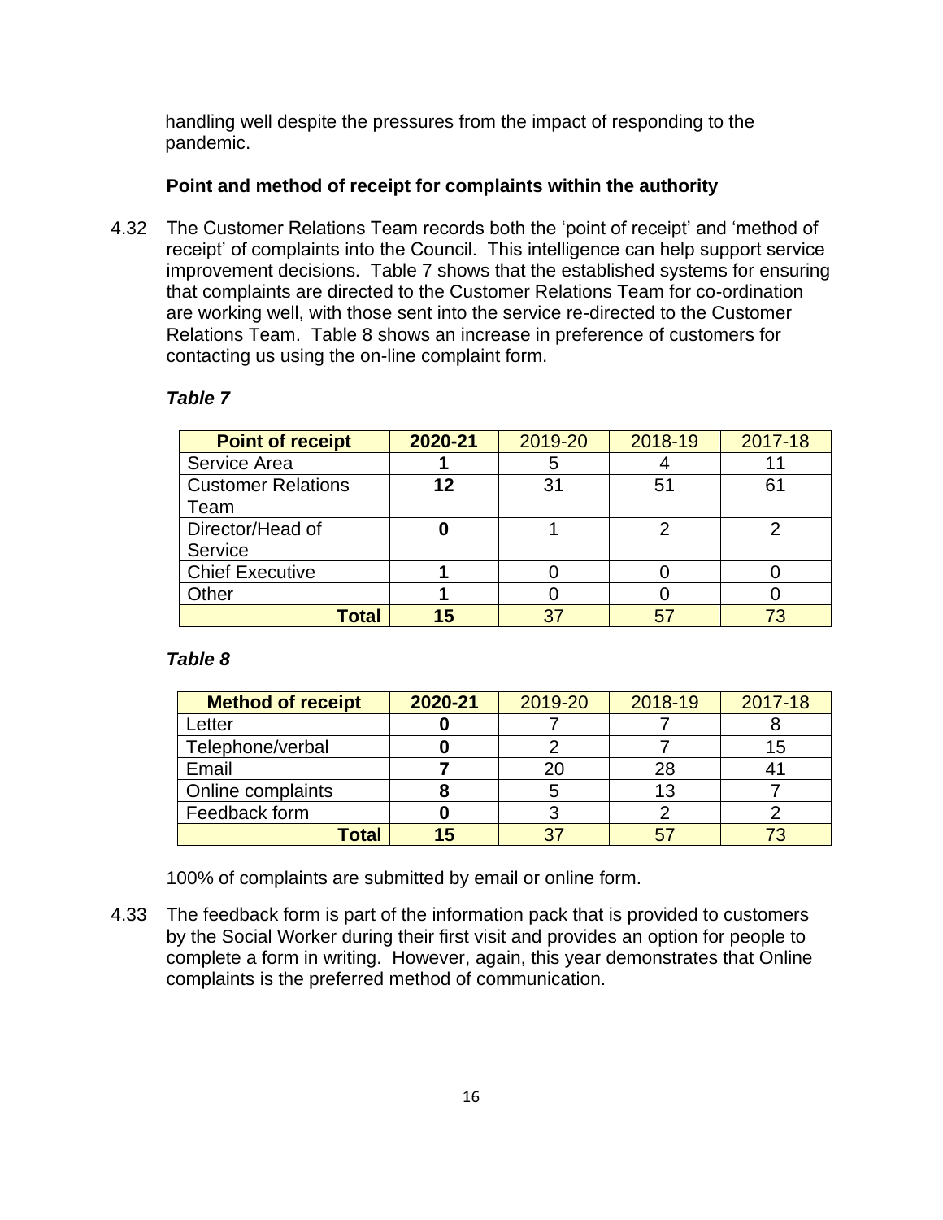handling well despite the pressures from the impact of responding to the pandemic.

**Point and method of receipt for complaints within the authority**

4.32 The Customer Relations Team records both the 'point of receipt' and 'method of receipt' of complaints into the Council. This intelligence can help support service improvement decisions. Table 7 shows that the established systems for ensuring that complaints are directed to the Customer Relations Team for co-ordination are working well, with those sent into the service re-directed to the Customer Relations Team. Table 8 shows an increase in preference of customers for contacting us using the on-line complaint form.

***Table 7***

| **Point of receipt** | **2020-21** | 2019-20 | 2018-19 | 2017-18 |
|---|---|---|---|---|
| Service Area | **1** | 5 | 4 | 11 |
| Customer Relations Team | **12** | 31 | 51 | 61 |
| Director/Head of Service | **0** | 1 | 2 | 2 |
| Chief Executive | **1** | 0 | 0 | 0 |
| Other | **1** | 0 | 0 | 0 |
| **Total** | **15** | 37 | 57 | 73 |

***Table 8***

| **Method of receipt** | **2020-21** | 2019-20 | 2018-19 | 2017-18 |
|---|---|---|---|---|
| Letter | **0** | 7 | 7 | 8 |
| Telephone/verbal | **0** | 2 | 7 | 15 |
| Email | **7** | 20 | 28 | 41 |
| Online complaints | **8** | 5 | 13 | 7 |
| Feedback form | **0** | 3 | 2 | 2 |
| **Total** | **15** | 37 | 57 | 73 |

100% of complaints are submitted by email or online form.

4.33 The feedback form is part of the information pack that is provided to customers by the Social Worker during their first visit and provides an option for people to complete a form in writing. However, again, this year demonstrates that Online complaints is the preferred method of communication.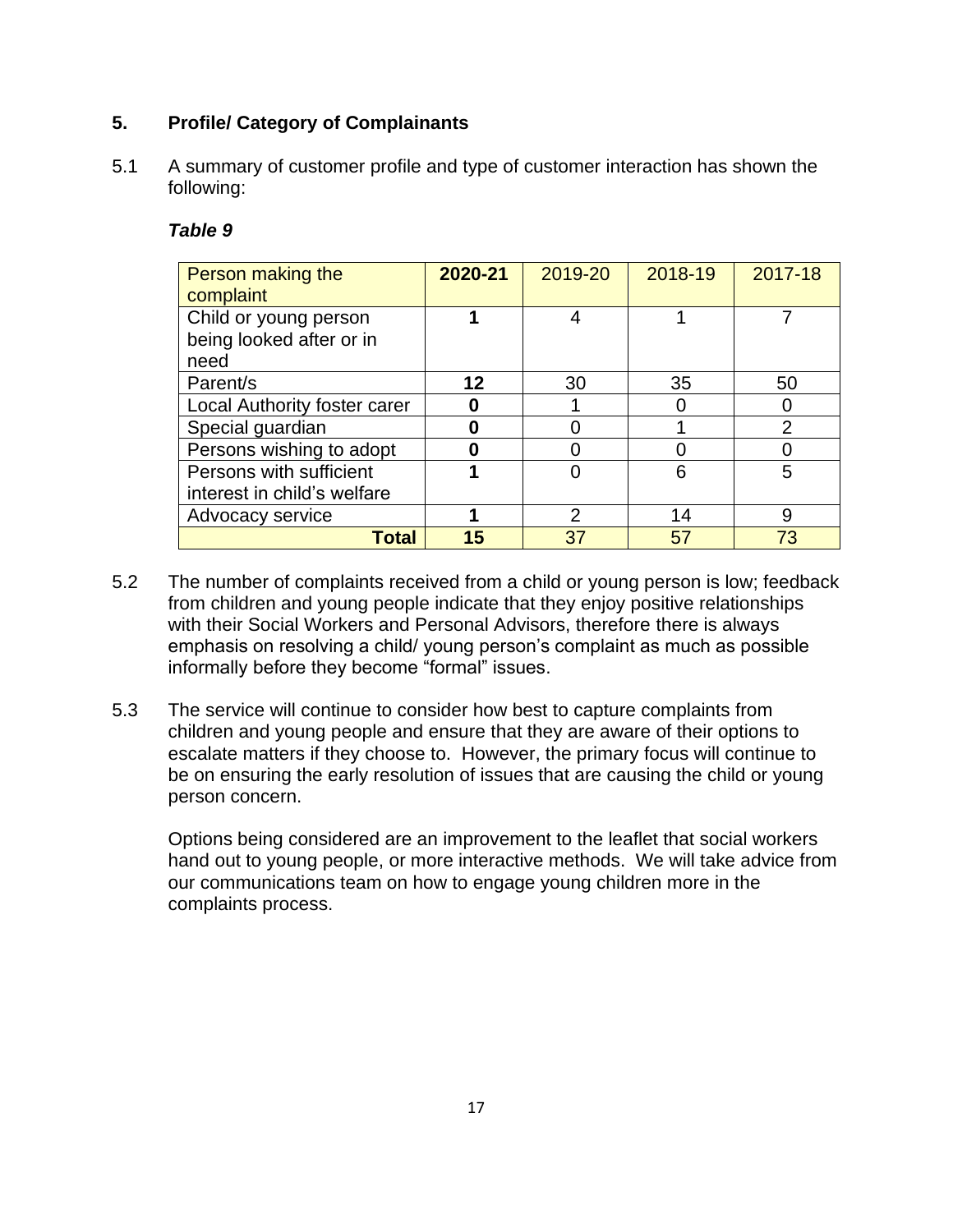## 5. Profile/ Category of Complainants

5.1 A summary of customer profile and type of customer interaction has shown the following:

***Table 9***

| Person making the complaint | **2020-21** | 2019-20 | 2018-19 | 2017-18 |
|---|---|---|---|---|
| Child or young person being looked after or in need | **1** | 4 | 1 | 7 |
| Parent/s | **12** | 30 | 35 | 50 |
| Local Authority foster carer | **0** | 1 | 0 | 0 |
| Special guardian | **0** | 0 | 1 | 2 |
| Persons wishing to adopt | **0** | 0 | 0 | 0 |
| Persons with sufficient interest in child's welfare | **1** | 0 | 6 | 5 |
| Advocacy service | **1** | 2 | 14 | 9 |
| **Total** | **15** | 37 | 57 | 73 |

5.2 The number of complaints received from a child or young person is low; feedback from children and young people indicate that they enjoy positive relationships with their Social Workers and Personal Advisors, therefore there is always emphasis on resolving a child/ young person's complaint as much as possible informally before they become "formal" issues.

5.3 The service will continue to consider how best to capture complaints from children and young people and ensure that they are aware of their options to escalate matters if they choose to. However, the primary focus will continue to be on ensuring the early resolution of issues that are causing the child or young person concern.

Options being considered are an improvement to the leaflet that social workers hand out to young people, or more interactive methods. We will take advice from our communications team on how to engage young children more in the complaints process.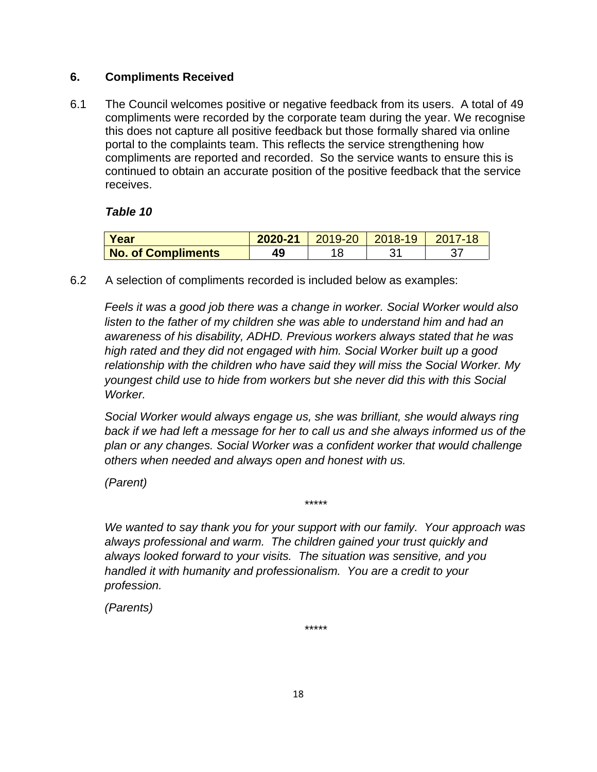## 6. Compliments Received

6.1 The Council welcomes positive or negative feedback from its users. A total of 49 compliments were recorded by the corporate team during the year. We recognise this does not capture all positive feedback but those formally shared via online portal to the complaints team. This reflects the service strengthening how compliments are reported and recorded. So the service wants to ensure this is continued to obtain an accurate position of the positive feedback that the service receives.

***Table 10***

| Year | 2020-21 | 2019-20 | 2018-19 | 2017-18 |
|---|---|---|---|---|
| **No. of Compliments** | **49** | 18 | 31 | 37 |

6.2 A selection of compliments recorded is included below as examples:

*Feels it was a good job there was a change in worker. Social Worker would also listen to the father of my children she was able to understand him and had an awareness of his disability, ADHD. Previous workers always stated that he was high rated and they did not engaged with him. Social Worker built up a good relationship with the children who have said they will miss the Social Worker. My youngest child use to hide from workers but she never did this with this Social Worker.*

*Social Worker would always engage us, she was brilliant, she would always ring back if we had left a message for her to call us and she always informed us of the plan or any changes. Social Worker was a confident worker that would challenge others when needed and always open and honest with us.*

*(Parent)*

\*\*\*\*\*

*We wanted to say thank you for your support with our family. Your approach was always professional and warm. The children gained your trust quickly and always looked forward to your visits. The situation was sensitive, and you handled it with humanity and professionalism. You are a credit to your profession.*

*(Parents)*

\*\*\*\*\*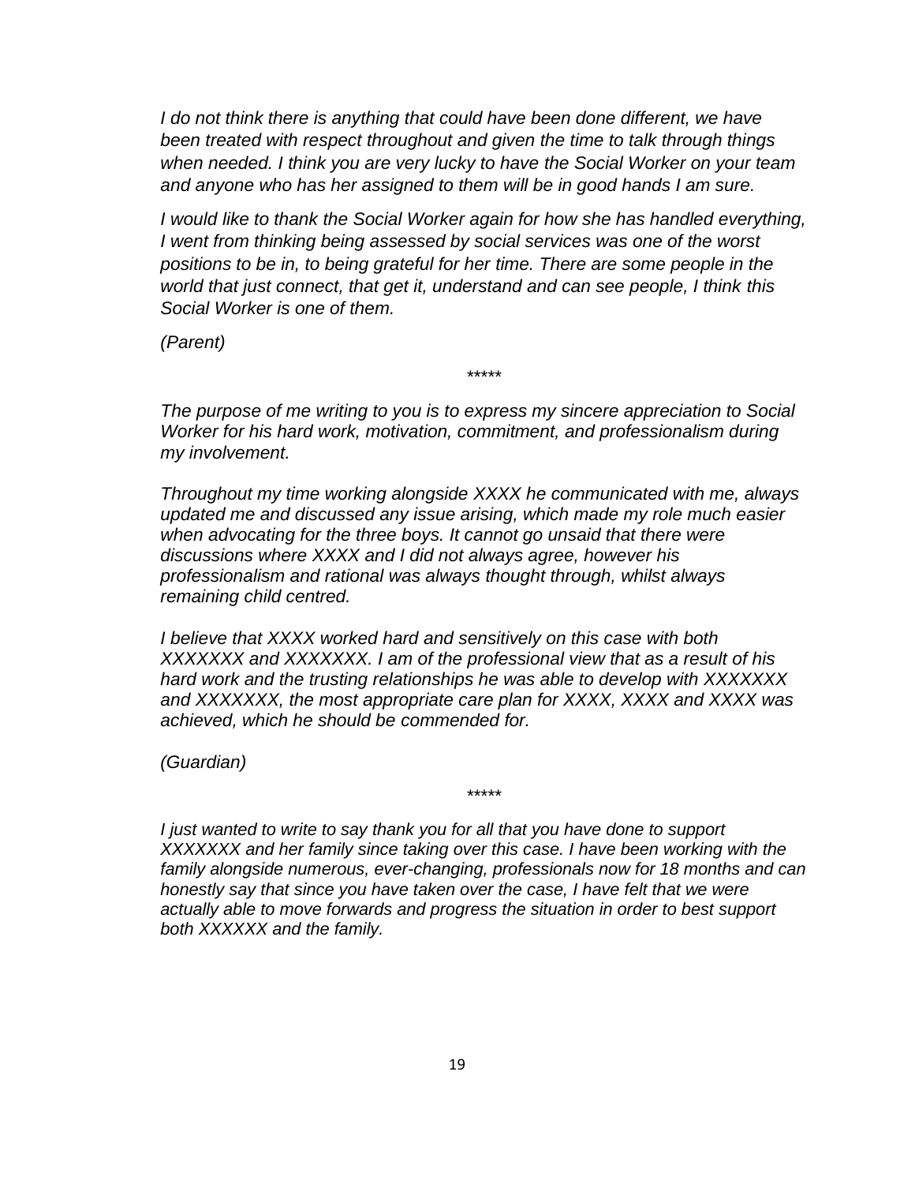*I do not think there is anything that could have been done different, we have been treated with respect throughout and given the time to talk through things when needed. I think you are very lucky to have the Social Worker on your team and anyone who has her assigned to them will be in good hands I am sure.*

*I would like to thank the Social Worker again for how she has handled everything, I went from thinking being assessed by social services was one of the worst positions to be in, to being grateful for her time. There are some people in the world that just connect, that get it, understand and can see people, I think this Social Worker is one of them.*

*(Parent)*

*****

*The purpose of me writing to you is to express my sincere appreciation to Social Worker for his hard work, motivation, commitment, and professionalism during my involvement.*

*Throughout my time working alongside XXXX he communicated with me, always updated me and discussed any issue arising, which made my role much easier when advocating for the three boys. It cannot go unsaid that there were discussions where XXXX and I did not always agree, however his professionalism and rational was always thought through, whilst always remaining child centred.*

*I believe that XXXX worked hard and sensitively on this case with both XXXXXXX and XXXXXXX. I am of the professional view that as a result of his hard work and the trusting relationships he was able to develop with XXXXXXX and XXXXXXX, the most appropriate care plan for XXXX, XXXX and XXXX was achieved, which he should be commended for.*

*(Guardian)*

*****

*I just wanted to write to say thank you for all that you have done to support XXXXXXX and her family since taking over this case. I have been working with the family alongside numerous, ever-changing, professionals now for 18 months and can honestly say that since you have taken over the case, I have felt that we were actually able to move forwards and progress the situation in order to best support both XXXXXX and the family.*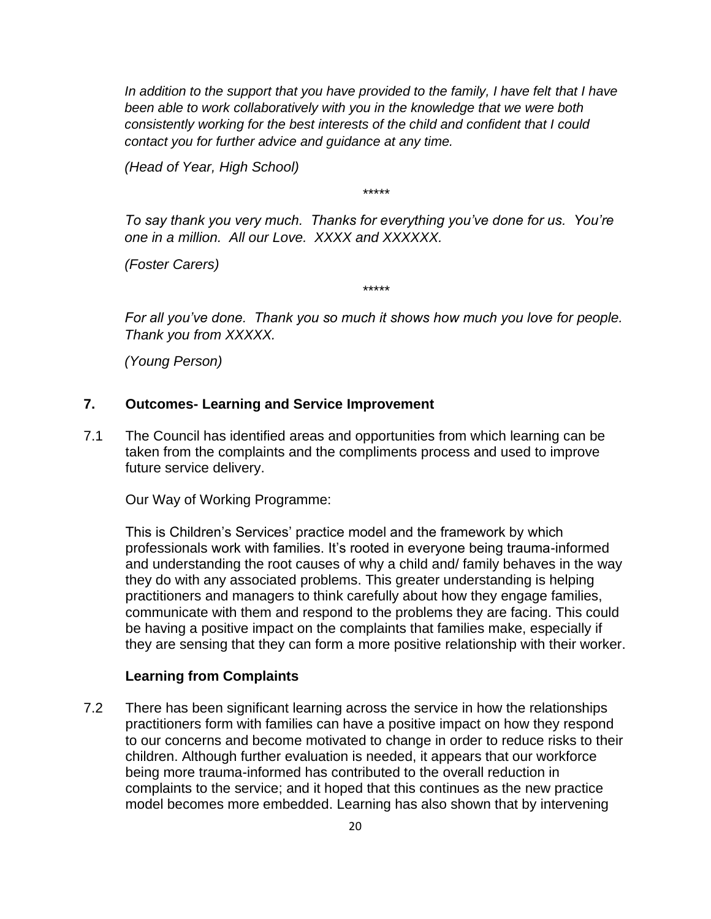*In addition to the support that you have provided to the family, I have felt that I have been able to work collaboratively with you in the knowledge that we were both consistently working for the best interests of the child and confident that I could contact you for further advice and guidance at any time.*

*(Head of Year, High School)*

\*\*\*\*\*

*To say thank you very much. Thanks for everything you've done for us. You're one in a million. All our Love. XXXX and XXXXXX.*

*(Foster Carers)*

\*\*\*\*\*

*For all you've done. Thank you so much it shows how much you love for people. Thank you from XXXXX.*

*(Young Person)*

## 7. Outcomes- Learning and Service Improvement

7.1 The Council has identified areas and opportunities from which learning can be taken from the complaints and the compliments process and used to improve future service delivery.

Our Way of Working Programme:

This is Children's Services' practice model and the framework by which professionals work with families. It's rooted in everyone being trauma-informed and understanding the root causes of why a child and/ family behaves in the way they do with any associated problems. This greater understanding is helping practitioners and managers to think carefully about how they engage families, communicate with them and respond to the problems they are facing. This could be having a positive impact on the complaints that families make, especially if they are sensing that they can form a more positive relationship with their worker.

### Learning from Complaints

7.2 There has been significant learning across the service in how the relationships practitioners form with families can have a positive impact on how they respond to our concerns and become motivated to change in order to reduce risks to their children. Although further evaluation is needed, it appears that our workforce being more trauma-informed has contributed to the overall reduction in complaints to the service; and it hoped that this continues as the new practice model becomes more embedded. Learning has also shown that by intervening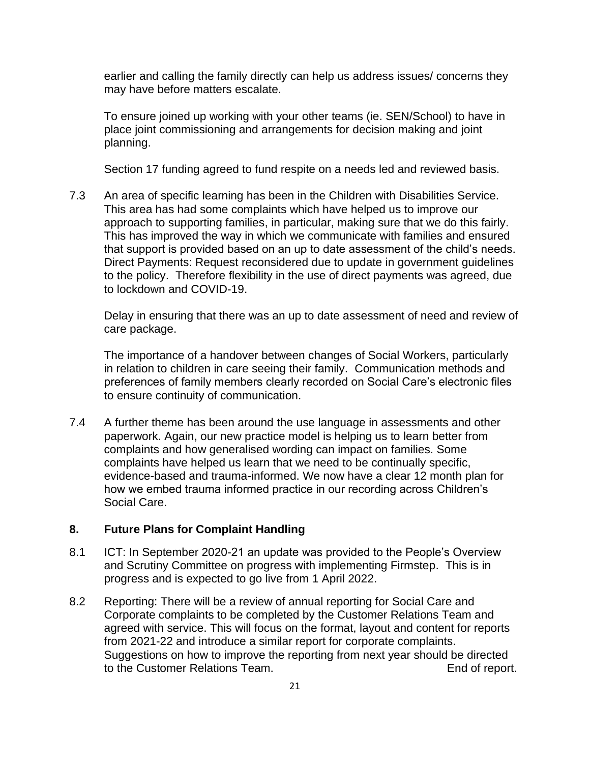earlier and calling the family directly can help us address issues/ concerns they may have before matters escalate.

To ensure joined up working with your other teams (ie. SEN/School) to have in place joint commissioning and arrangements for decision making and joint planning.

Section 17 funding agreed to fund respite on a needs led and reviewed basis.

7.3 An area of specific learning has been in the Children with Disabilities Service. This area has had some complaints which have helped us to improve our approach to supporting families, in particular, making sure that we do this fairly. This has improved the way in which we communicate with families and ensured that support is provided based on an up to date assessment of the child's needs. Direct Payments: Request reconsidered due to update in government guidelines to the policy. Therefore flexibility in the use of direct payments was agreed, due to lockdown and COVID-19.

Delay in ensuring that there was an up to date assessment of need and review of care package.

The importance of a handover between changes of Social Workers, particularly in relation to children in care seeing their family. Communication methods and preferences of family members clearly recorded on Social Care's electronic files to ensure continuity of communication.

7.4 A further theme has been around the use language in assessments and other paperwork. Again, our new practice model is helping us to learn better from complaints and how generalised wording can impact on families. Some complaints have helped us learn that we need to be continually specific, evidence-based and trauma-informed. We now have a clear 12 month plan for how we embed trauma informed practice in our recording across Children's Social Care.

## 8. Future Plans for Complaint Handling

8.1 ICT: In September 2020-21 an update was provided to the People's Overview and Scrutiny Committee on progress with implementing Firmstep. This is in progress and is expected to go live from 1 April 2022.

8.2 Reporting: There will be a review of annual reporting for Social Care and Corporate complaints to be completed by the Customer Relations Team and agreed with service. This will focus on the format, layout and content for reports from 2021-22 and introduce a similar report for corporate complaints. Suggestions on how to improve the reporting from next year should be directed to the Customer Relations Team.

End of report.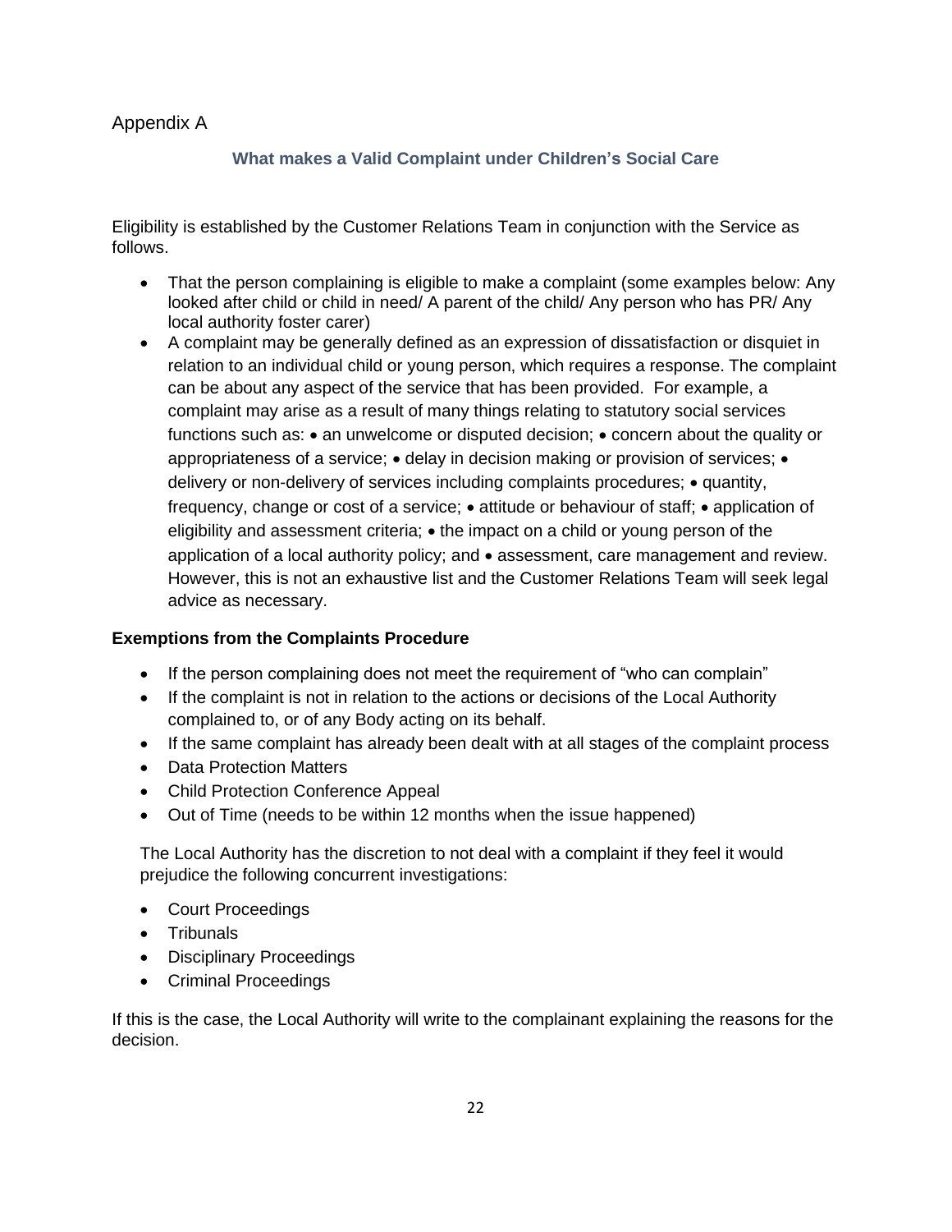Appendix A

## What makes a Valid Complaint under Children's Social Care

Eligibility is established by the Customer Relations Team in conjunction with the Service as follows.

- That the person complaining is eligible to make a complaint (some examples below: Any looked after child or child in need/ A parent of the child/ Any person who has PR/ Any local authority foster carer)
- A complaint may be generally defined as an expression of dissatisfaction or disquiet in relation to an individual child or young person, which requires a response. The complaint can be about any aspect of the service that has been provided. For example, a complaint may arise as a result of many things relating to statutory social services functions such as: • an unwelcome or disputed decision; • concern about the quality or appropriateness of a service; • delay in decision making or provision of services; • delivery or non-delivery of services including complaints procedures; • quantity, frequency, change or cost of a service; • attitude or behaviour of staff; • application of eligibility and assessment criteria; • the impact on a child or young person of the application of a local authority policy; and • assessment, care management and review. However, this is not an exhaustive list and the Customer Relations Team will seek legal advice as necessary.

**Exemptions from the Complaints Procedure**

- If the person complaining does not meet the requirement of "who can complain"
- If the complaint is not in relation to the actions or decisions of the Local Authority complained to, or of any Body acting on its behalf.
- If the same complaint has already been dealt with at all stages of the complaint process
- Data Protection Matters
- Child Protection Conference Appeal
- Out of Time (needs to be within 12 months when the issue happened)

The Local Authority has the discretion to not deal with a complaint if they feel it would prejudice the following concurrent investigations:

- Court Proceedings
- Tribunals
- Disciplinary Proceedings
- Criminal Proceedings

If this is the case, the Local Authority will write to the complainant explaining the reasons for the decision.